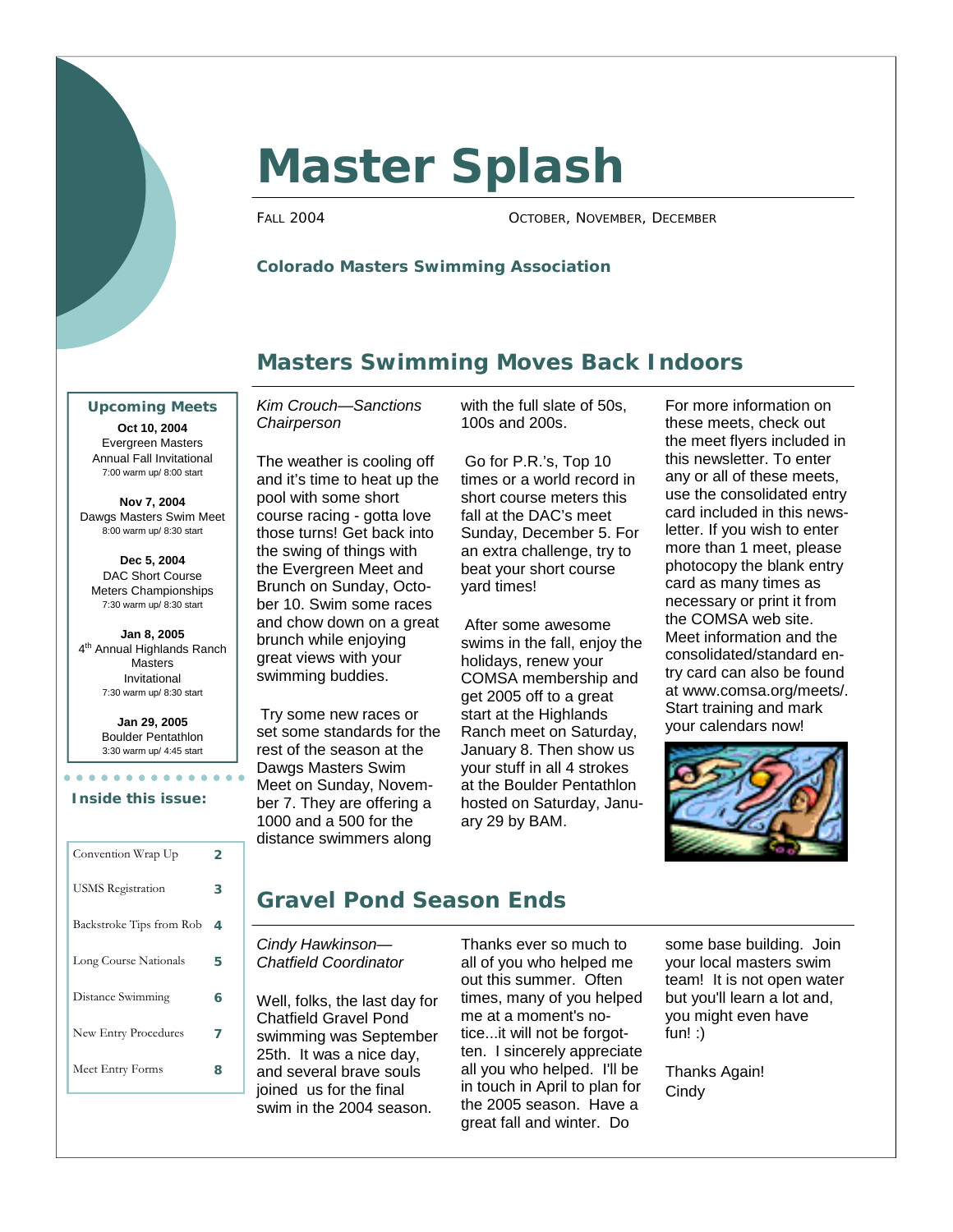# Master Splash

FALL 2004 — OCTOBER, NOVEMBER, DECEMBER

**Colorado Masters Swimming Association**

## Masters Swimming Moves Back Indoors

*Kim Crouch—Sanctions Chairperson*

The weather is cooling off and it's time to heat up the pool with some short course racing - gotta love those turns! Get back into the swing of things with the Evergreen Meet and Brunch on Sunday, October 10. Swim some races and chow down on a great brunch while enjoying great views with your swimming buddies.

Try some new races or set some standards for the rest of the season at the Dawgs Masters Swim Meet on Sunday, November 7. They are offering a 1000 and a 500 for the distance swimmers along with the full slate of 50s, 100s and 200s.

Go for P.R.'s, Top 10 times or a world record in short course meters this fall at the DAC's meet Sunday, December 5. For an extra challenge, try to beat your short course yard times!

After some awesome swims in the fall, enjoy the holidays, renew your COMSA membership and get 2005 off to a great start at the Highlands Ranch meet on Saturday, January 8. Then show us your stuff in all 4 strokes at the Boulder Pentathlon hosted on Saturday, January 29 by BAM.

For more information on these meets, check out the meet flyers included in this newsletter. To enter any or all of these meets, use the consolidated entry card included in this newsletter. If you wish to enter more than 1 meet, please photocopy the blank entry card as many times as necessary or print it from the COMSA web site. Meet information and the consolidated/standard entry card can also be found at www.comsa.org/meets/. Start training and mark your calendars now!

## Gravel Pond Season Ends

*Cindy Hawkinson—Chatfield Coordinator*

Well, folks, the last day for Chatfield Gravel Pond swimming was September 25th. It was a nice day, and several brave souls joined us for the final swim in the 2004 season.

Thanks ever so much to all of you who helped me out this summer. Often times, many of you helped me at a moment's notice...it will not be forgotten. I sincerely appreciate all you who helped. I'll be in touch in April to plan for the 2005 season. Have a great fall and winter. Do some base building. Join your local masters swim team! It is not open water but you'll learn a lot and, you might even have fun! :)

Thanks Again!
Cindy

### Upcoming Meets

**Oct 10, 2004**
Evergreen Masters Annual Fall Invitational
7:00 warm up/ 8:00 start

**Nov 7, 2004**
Dawgs Masters Swim Meet
8:00 warm up/ 8:30 start

**Dec 5, 2004**
DAC Short Course Meters Championships
7:30 warm up/ 8:30 start

**Jan 8, 2005**
4th Annual Highlands Ranch Masters Invitational
7:30 warm up/ 8:30 start

**Jan 29, 2005**
Boulder Pentathlon
3:30 warm up/ 4:45 start

### Inside this issue:

| | |
|---|---|
| Convention Wrap Up | 2 |
| USMS Registration | 3 |
| Backstroke Tips from Rob | 4 |
| Long Course Nationals | 5 |
| Distance Swimming | 6 |
| New Entry Procedures | 7 |
| Meet Entry Forms | 8 |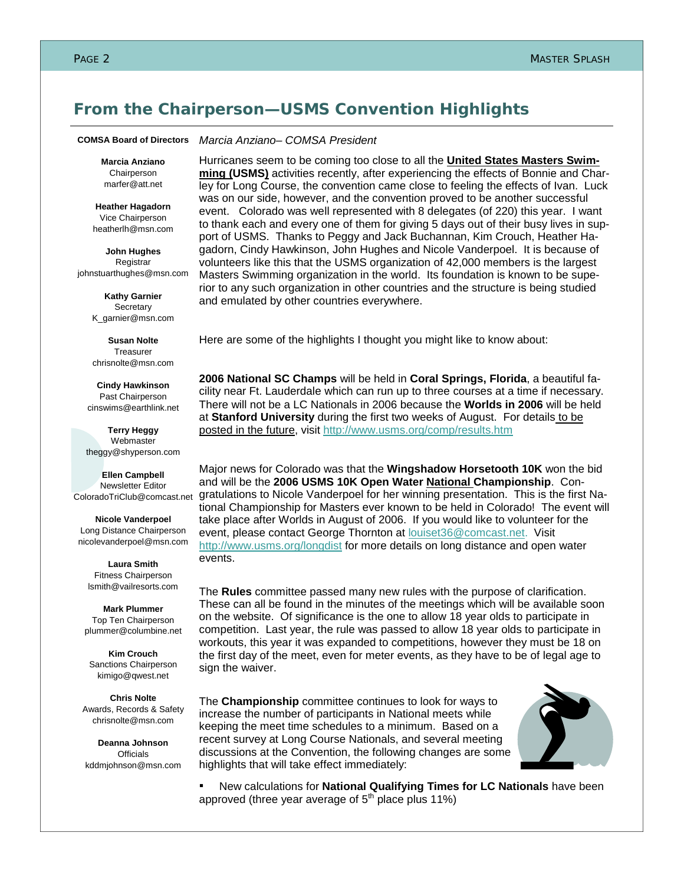## From the Chairperson—USMS Convention Highlights

**COMSA Board of Directors**

**Marcia Anziano**
Chairperson
marfer@att.net

**Heather Hagadorn**
Vice Chairperson
heatherlh@msn.com

**John Hughes**
Registrar
johnstuarthughes@msn.com

**Kathy Garnier**
Secretary
K_garnier@msn.com

**Susan Nolte**
Treasurer
chrisnolte@msn.com

**Cindy Hawkinson**
Past Chairperson
cinswims@earthlink.net

**Terry Heggy**
Webmaster
theggy@shyperson.com

**Ellen Campbell**
Newsletter Editor
ColoradoTriClub@comcast.net

**Nicole Vanderpoel**
Long Distance Chairperson
nicolevanderpoel@msn.com

**Laura Smith**
Fitness Chairperson
lsmith@vailresorts.com

**Mark Plummer**
Top Ten Chairperson
plummer@columbine.net

**Kim Crouch**
Sanctions Chairperson
kimigo@qwest.net

**Chris Nolte**
Awards, Records & Safety
chrisnolte@msn.com

**Deanna Johnson**
Officials
kddmjohnson@msn.com

*Marcia Anziano– COMSA President*

Hurricanes seem to be coming too close to all the **United States Masters Swimming (USMS)** activities recently, after experiencing the effects of Bonnie and Charley for Long Course, the convention came close to feeling the effects of Ivan. Luck was on our side, however, and the convention proved to be another successful event. Colorado was well represented with 8 delegates (of 220) this year. I want to thank each and every one of them for giving 5 days out of their busy lives in support of USMS. Thanks to Peggy and Jack Buchannan, Kim Crouch, Heather Hagadorn, Cindy Hawkinson, John Hughes and Nicole Vanderpoel. It is because of volunteers like this that the USMS organization of 42,000 members is the largest Masters Swimming organization in the world. Its foundation is known to be superior to any such organization in other countries and the structure is being studied and emulated by other countries everywhere.

Here are some of the highlights I thought you might like to know about:

**2006 National SC Champs** will be held in **Coral Springs, Florida**, a beautiful facility near Ft. Lauderdale which can run up to three courses at a time if necessary. There will not be a LC Nationals in 2006 because the **Worlds in 2006** will be held at **Stanford University** during the first two weeks of August. For details to be posted in the future, visit http://www.usms.org/comp/results.htm

Major news for Colorado was that the **Wingshadow Horsetooth 10K** won the bid and will be the **2006 USMS 10K Open Water National Championship**. Congratulations to Nicole Vanderpoel for her winning presentation. This is the first National Championship for Masters ever known to be held in Colorado! The event will take place after Worlds in August of 2006. If you would like to volunteer for the event, please contact George Thornton at louiset36@comcast.net. Visit http://www.usms.org/longdist for more details on long distance and open water events.

The **Rules** committee passed many new rules with the purpose of clarification. These can all be found in the minutes of the meetings which will be available soon on the website. Of significance is the one to allow 18 year olds to participate in competition. Last year, the rule was passed to allow 18 year olds to participate in workouts, this year it was expanded to competitions, however they must be 18 on the first day of the meet, even for meter events, as they have to be of legal age to sign the waiver.

The **Championship** committee continues to look for ways to increase the number of participants in National meets while keeping the meet time schedules to a minimum. Based on a recent survey at Long Course Nationals, and several meeting discussions at the Convention, the following changes are some highlights that will take effect immediately:

- New calculations for **National Qualifying Times for LC Nationals** have been approved (three year average of 5th place plus 11%)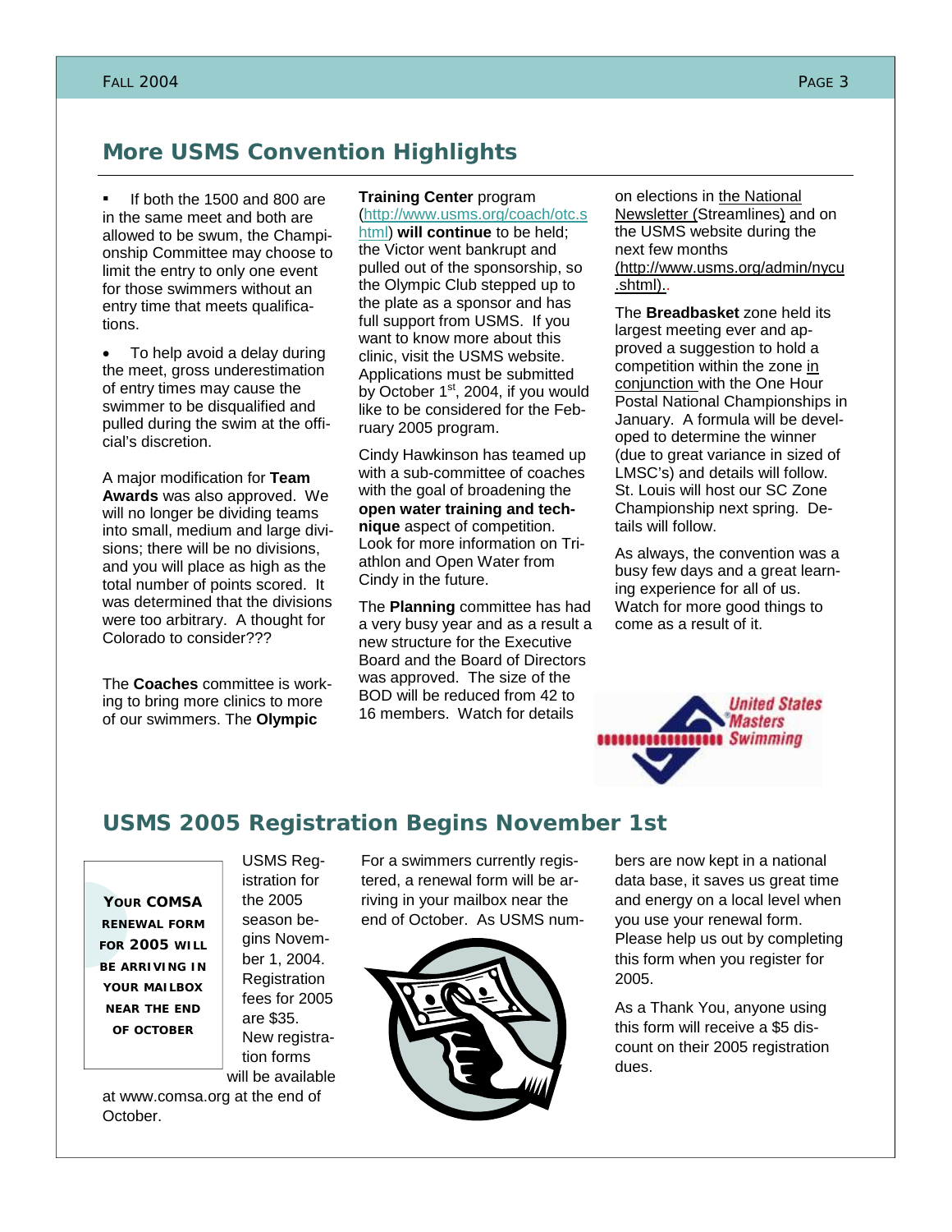## More USMS Convention Highlights

- If both the 1500 and 800 are in the same meet and both are allowed to be swum, the Championship Committee may choose to limit the entry to only one event for those swimmers without an entry time that meets qualifications.
- To help avoid a delay during the meet, gross underestimation of entry times may cause the swimmer to be disqualified and pulled during the swim at the official's discretion.

A major modification for **Team Awards** was also approved. We will no longer be dividing teams into small, medium and large divisions; there will be no divisions, and you will place as high as the total number of points scored. It was determined that the divisions were too arbitrary. A thought for Colorado to consider???

The **Coaches** committee is working to bring more clinics to more of our swimmers. The **Olympic Training Center** program (http://www.usms.org/coach/otc.shtml) **will continue** to be held; the Victor went bankrupt and pulled out of the sponsorship, so the Olympic Club stepped up to the plate as a sponsor and has full support from USMS. If you want to know more about this clinic, visit the USMS website. Applications must be submitted by October 1st, 2004, if you would like to be considered for the February 2005 program.

Cindy Hawkinson has teamed up with a sub-committee of coaches with the goal of broadening the **open water training and technique** aspect of competition. Look for more information on Triathlon and Open Water from Cindy in the future.

The **Planning** committee has had a very busy year and as a result a new structure for the Executive Board and the Board of Directors was approved. The size of the BOD will be reduced from 42 to 16 members. Watch for details on elections in the National Newsletter (Streamlines) and on the USMS website during the next few months (http://www.usms.org/admin/nycu.shtml)..

The **Breadbasket** zone held its largest meeting ever and approved a suggestion to hold a competition within the zone in conjunction with the One Hour Postal National Championships in January. A formula will be developed to determine the winner (due to great variance in sized of LMSC's) and details will follow. St. Louis will host our SC Zone Championship next spring. Details will follow.

As always, the convention was a busy few days and a great learning experience for all of us. Watch for more good things to come as a result of it.

## USMS 2005 Registration Begins November 1st

> **YOUR COMSA RENEWAL FORM FOR 2005 WILL BE ARRIVING IN YOUR MAILBOX NEAR THE END OF OCTOBER**

USMS Registration for the 2005 season begins November 1, 2004. Registration fees for 2005 are $35. New registration forms will be available at www.comsa.org at the end of October.

For a swimmers currently registered, a renewal form will be arriving in your mailbox near the end of October. As USMS members are now kept in a national data base, it saves us great time and energy on a local level when you use your renewal form. Please help us out by completing this form when you register for 2005.

As a Thank You, anyone using this form will receive a $5 discount on their 2005 registration dues.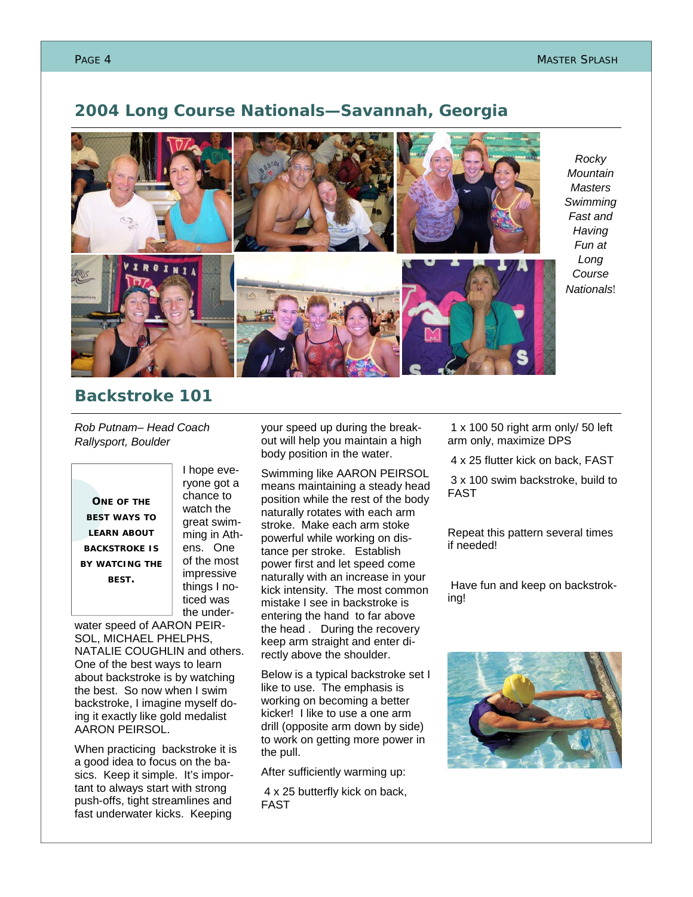## 2004 Long Course Nationals—Savannah, Georgia

*Rocky Mountain Masters Swimming Fast and Having Fun at Long Course Nationals!*

## Backstroke 101

*Rob Putnam– Head Coach Rallysport, Boulder*

> **ONE OF THE BEST WAYS TO LEARN ABOUT BACKSTROKE IS BY WATCING THE BEST.**

I hope everyone got a chance to watch the great swimming in Athens. One of the most impressive things I noticed was the underwater speed of AARON PEIRSOL, MICHAEL PHELPS, NATALIE COUGHLIN and others. One of the best ways to learn about backstroke is by watching the best. So now when I swim backstroke, I imagine myself doing it exactly like gold medalist AARON PEIRSOL.

When practicing backstroke it is a good idea to focus on the basics. Keep it simple. It's important to always start with strong push-offs, tight streamlines and fast underwater kicks. Keeping your speed up during the breakout will help you maintain a high body position in the water.

Swimming like AARON PEIRSOL means maintaining a steady head position while the rest of the body naturally rotates with each arm stroke. Make each arm stoke powerful while working on distance per stroke. Establish power first and let speed come naturally with an increase in your kick intensity. The most common mistake I see in backstroke is entering the hand to far above the head . During the recovery keep arm straight and enter directly above the shoulder.

Below is a typical backstroke set I like to use. The emphasis is working on becoming a better kicker! I like to use a one arm drill (opposite arm down by side) to work on getting more power in the pull.

After sufficiently warming up:

4 x 25 butterfly kick on back, FAST

1 x 100 50 right arm only/ 50 left arm only, maximize DPS

4 x 25 flutter kick on back, FAST

3 x 100 swim backstroke, build to FAST

Repeat this pattern several times if needed!

Have fun and keep on backstroking!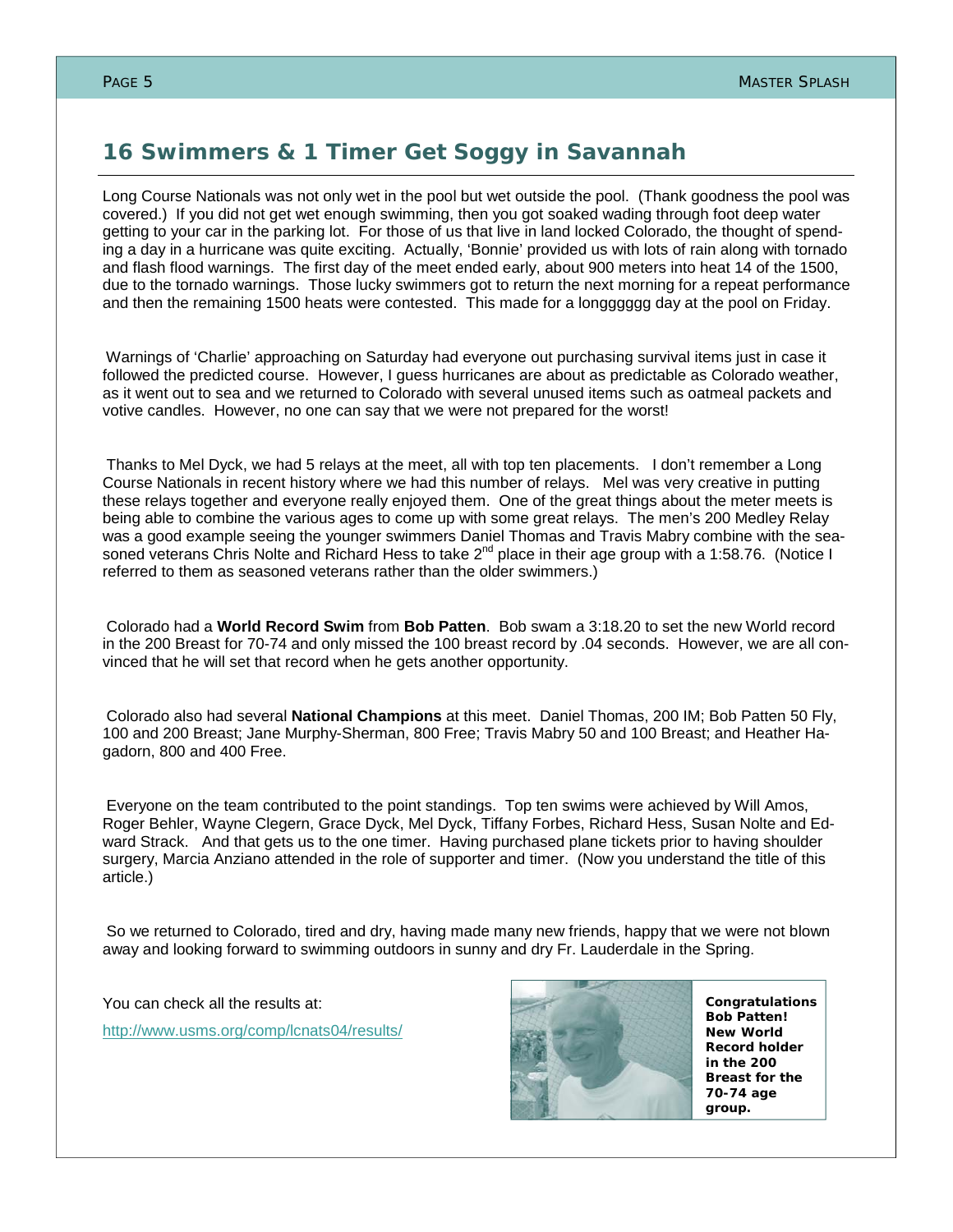## 16 Swimmers & 1 Timer Get Soggy in Savannah

Long Course Nationals was not only wet in the pool but wet outside the pool. (Thank goodness the pool was covered.) If you did not get wet enough swimming, then you got soaked wading through foot deep water getting to your car in the parking lot. For those of us that live in land locked Colorado, the thought of spending a day in a hurricane was quite exciting. Actually, 'Bonnie' provided us with lots of rain along with tornado and flash flood warnings. The first day of the meet ended early, about 900 meters into heat 14 of the 1500, due to the tornado warnings. Those lucky swimmers got to return the next morning for a repeat performance and then the remaining 1500 heats were contested. This made for a longggggg day at the pool on Friday.

Warnings of 'Charlie' approaching on Saturday had everyone out purchasing survival items just in case it followed the predicted course. However, I guess hurricanes are about as predictable as Colorado weather, as it went out to sea and we returned to Colorado with several unused items such as oatmeal packets and votive candles. However, no one can say that we were not prepared for the worst!

Thanks to Mel Dyck, we had 5 relays at the meet, all with top ten placements. I don't remember a Long Course Nationals in recent history where we had this number of relays. Mel was very creative in putting these relays together and everyone really enjoyed them. One of the great things about the meter meets is being able to combine the various ages to come up with some great relays. The men's 200 Medley Relay was a good example seeing the younger swimmers Daniel Thomas and Travis Mabry combine with the seasoned veterans Chris Nolte and Richard Hess to take 2nd place in their age group with a 1:58.76. (Notice I referred to them as seasoned veterans rather than the older swimmers.)

Colorado had a **World Record Swim** from **Bob Patten**. Bob swam a 3:18.20 to set the new World record in the 200 Breast for 70-74 and only missed the 100 breast record by .04 seconds. However, we are all convinced that he will set that record when he gets another opportunity.

Colorado also had several **National Champions** at this meet. Daniel Thomas, 200 IM; Bob Patten 50 Fly, 100 and 200 Breast; Jane Murphy-Sherman, 800 Free; Travis Mabry 50 and 100 Breast; and Heather Hagadorn, 800 and 400 Free.

Everyone on the team contributed to the point standings. Top ten swims were achieved by Will Amos, Roger Behler, Wayne Clegern, Grace Dyck, Mel Dyck, Tiffany Forbes, Richard Hess, Susan Nolte and Edward Strack. And that gets us to the one timer. Having purchased plane tickets prior to having shoulder surgery, Marcia Anziano attended in the role of supporter and timer. (Now you understand the title of this article.)

So we returned to Colorado, tired and dry, having made many new friends, happy that we were not blown away and looking forward to swimming outdoors in sunny and dry Fr. Lauderdale in the Spring.

You can check all the results at:

http://www.usms.org/comp/lcnats04/results/

**Congratulations Bob Patten! New World Record holder in the 200 Breast for the 70-74 age group.**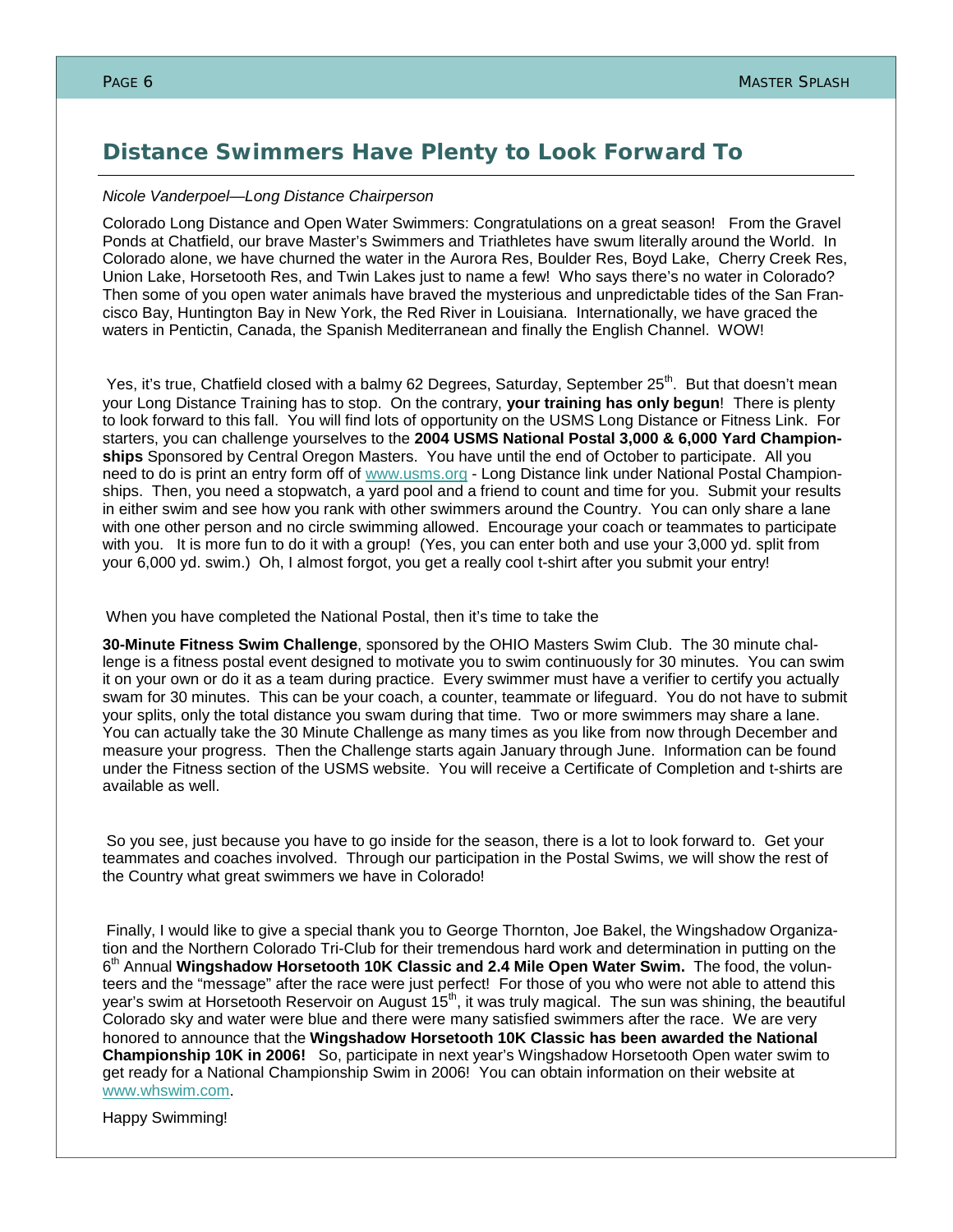## Distance Swimmers Have Plenty to Look Forward To

*Nicole Vanderpoel—Long Distance Chairperson*

Colorado Long Distance and Open Water Swimmers: Congratulations on a great season! From the Gravel Ponds at Chatfield, our brave Master's Swimmers and Triathletes have swum literally around the World. In Colorado alone, we have churned the water in the Aurora Res, Boulder Res, Boyd Lake, Cherry Creek Res, Union Lake, Horsetooth Res, and Twin Lakes just to name a few! Who says there's no water in Colorado? Then some of you open water animals have braved the mysterious and unpredictable tides of the San Francisco Bay, Huntington Bay in New York, the Red River in Louisiana. Internationally, we have graced the waters in Pentictin, Canada, the Spanish Mediterranean and finally the English Channel. WOW!

Yes, it's true, Chatfield closed with a balmy 62 Degrees, Saturday, September 25th. But that doesn't mean your Long Distance Training has to stop. On the contrary, **your training has only begun**! There is plenty to look forward to this fall. You will find lots of opportunity on the USMS Long Distance or Fitness Link. For starters, you can challenge yourselves to the **2004 USMS National Postal 3,000 & 6,000 Yard Championships** Sponsored by Central Oregon Masters. You have until the end of October to participate. All you need to do is print an entry form off of www.usms.org - Long Distance link under National Postal Championships. Then, you need a stopwatch, a yard pool and a friend to count and time for you. Submit your results in either swim and see how you rank with other swimmers around the Country. You can only share a lane with one other person and no circle swimming allowed. Encourage your coach or teammates to participate with you. It is more fun to do it with a group! (Yes, you can enter both and use your 3,000 yd. split from your 6,000 yd. swim.) Oh, I almost forgot, you get a really cool t-shirt after you submit your entry!

When you have completed the National Postal, then it's time to take the

**30-Minute Fitness Swim Challenge**, sponsored by the OHIO Masters Swim Club. The 30 minute challenge is a fitness postal event designed to motivate you to swim continuously for 30 minutes. You can swim it on your own or do it as a team during practice. Every swimmer must have a verifier to certify you actually swam for 30 minutes. This can be your coach, a counter, teammate or lifeguard. You do not have to submit your splits, only the total distance you swam during that time. Two or more swimmers may share a lane. You can actually take the 30 Minute Challenge as many times as you like from now through December and measure your progress. Then the Challenge starts again January through June. Information can be found under the Fitness section of the USMS website. You will receive a Certificate of Completion and t-shirts are available as well.

So you see, just because you have to go inside for the season, there is a lot to look forward to. Get your teammates and coaches involved. Through our participation in the Postal Swims, we will show the rest of the Country what great swimmers we have in Colorado!

Finally, I would like to give a special thank you to George Thornton, Joe Bakel, the Wingshadow Organization and the Northern Colorado Tri-Club for their tremendous hard work and determination in putting on the 6th Annual **Wingshadow Horsetooth 10K Classic and 2.4 Mile Open Water Swim.** The food, the volunteers and the "message" after the race were just perfect! For those of you who were not able to attend this year's swim at Horsetooth Reservoir on August 15th, it was truly magical. The sun was shining, the beautiful Colorado sky and water were blue and there were many satisfied swimmers after the race. We are very honored to announce that the **Wingshadow Horsetooth 10K Classic has been awarded the National Championship 10K in 2006!** So, participate in next year's Wingshadow Horsetooth Open water swim to get ready for a National Championship Swim in 2006! You can obtain information on their website at www.whswim.com.

Happy Swimming!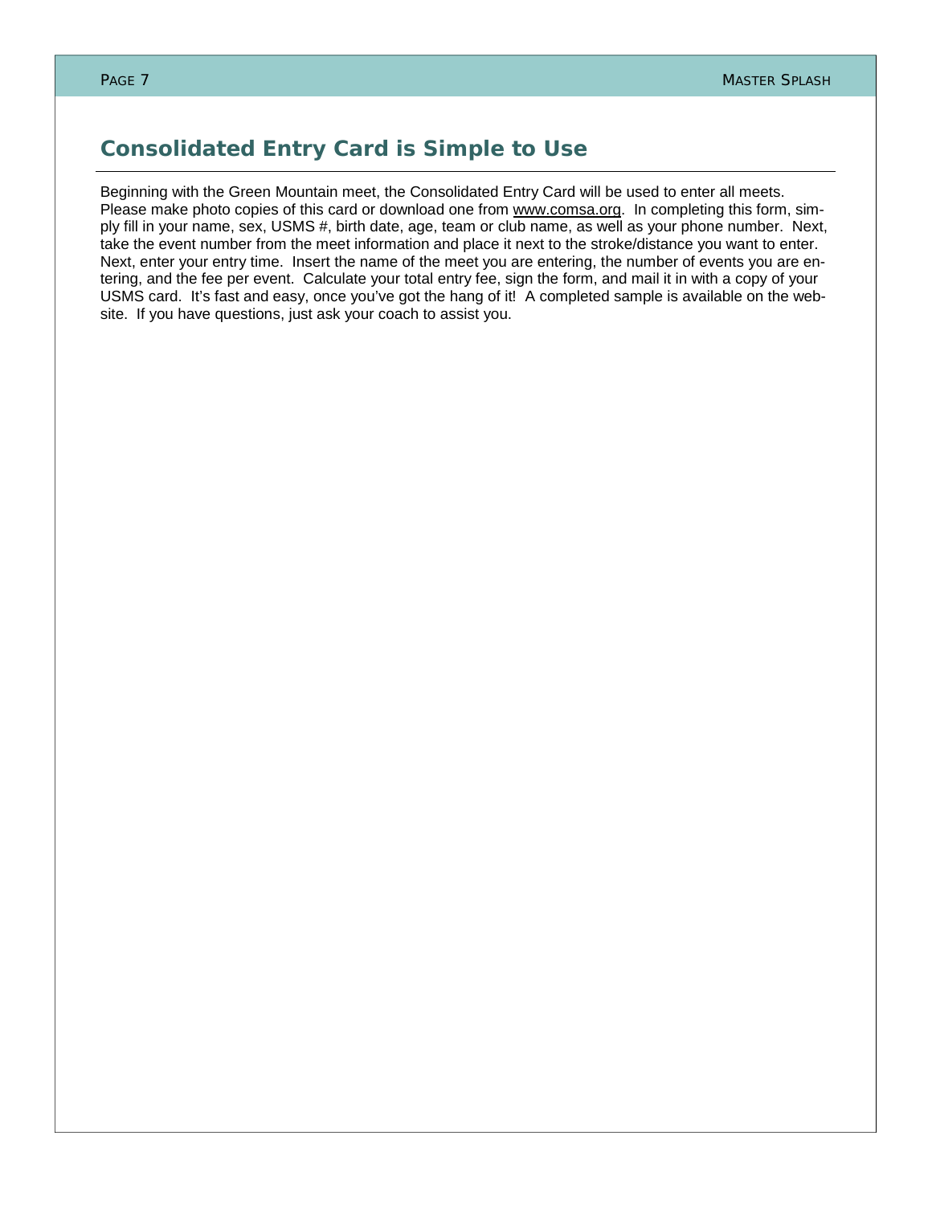## Consolidated Entry Card is Simple to Use

Beginning with the Green Mountain meet, the Consolidated Entry Card will be used to enter all meets. Please make photo copies of this card or download one from www.comsa.org. In completing this form, simply fill in your name, sex, USMS #, birth date, age, team or club name, as well as your phone number. Next, take the event number from the meet information and place it next to the stroke/distance you want to enter. Next, enter your entry time. Insert the name of the meet you are entering, the number of events you are entering, and the fee per event. Calculate your total entry fee, sign the form, and mail it in with a copy of your USMS card. It's fast and easy, once you've got the hang of it! A completed sample is available on the website. If you have questions, just ask your coach to assist you.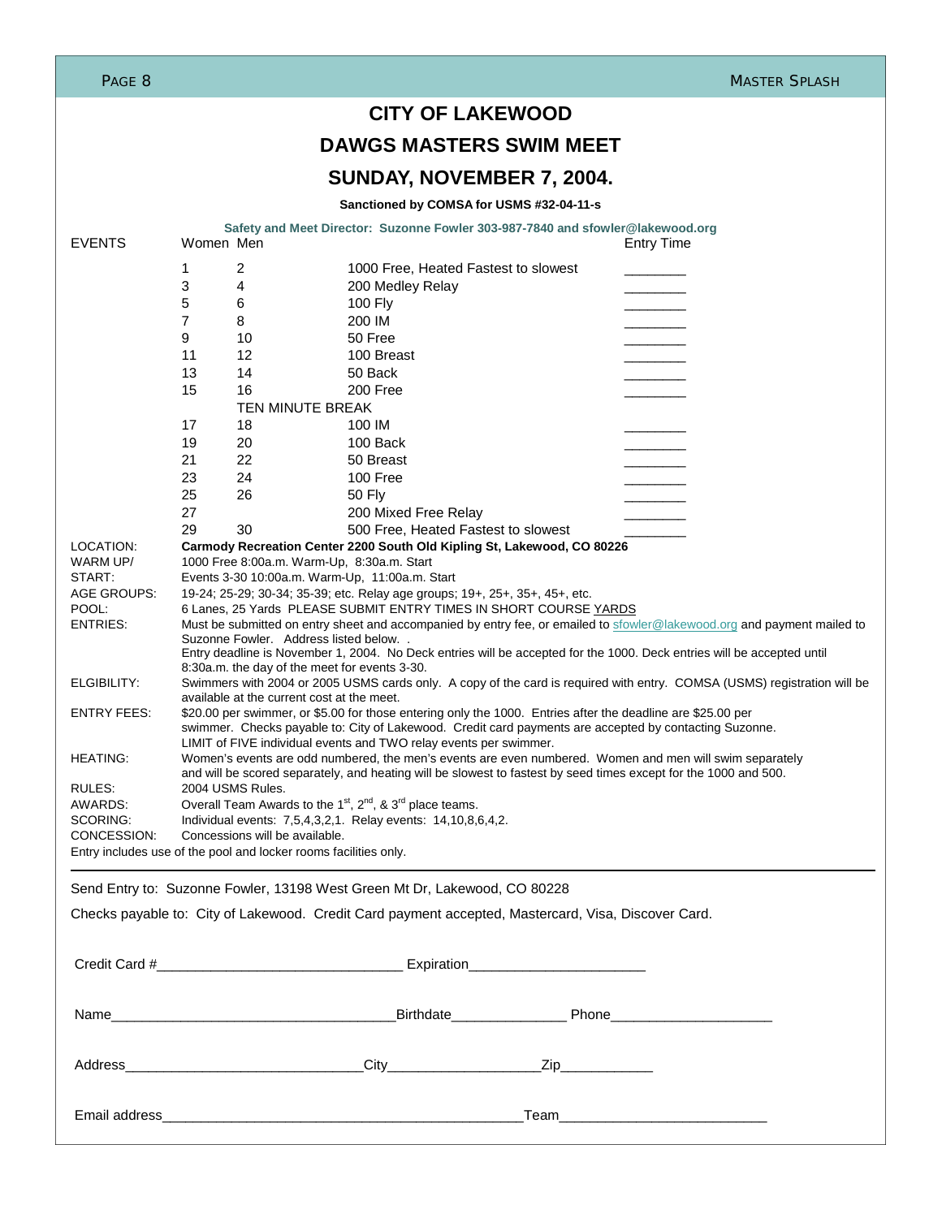# CITY OF LAKEWOOD

# DAWGS MASTERS SWIM MEET

# SUNDAY, NOVEMBER 7, 2004.

**Sanctioned by COMSA for USMS #32-04-11-s**

**Safety and Meet Director: Suzonne Fowler 303-987-7840 and sfowler@lakewood.org**

| EVENTS | Women | Men | | Entry Time |
|---|---|---|---|---|
| | 1 | 2 | 1000 Free, Heated Fastest to slowest | ________ |
| | 3 | 4 | 200 Medley Relay | ________ |
| | 5 | 6 | 100 Fly | ________ |
| | 7 | 8 | 200 IM | ________ |
| | 9 | 10 | 50 Free | ________ |
| | 11 | 12 | 100 Breast | ________ |
| | 13 | 14 | 50 Back | ________ |
| | 15 | 16 | 200 Free | ________ |
| | | TEN MINUTE BREAK | | |
| | 17 | 18 | 100 IM | ________ |
| | 19 | 20 | 100 Back | ________ |
| | 21 | 22 | 50 Breast | ________ |
| | 23 | 24 | 100 Free | ________ |
| | 25 | 26 | 50 Fly | ________ |
| | 27 | | 200 Mixed Free Relay | ________ |
| | 29 | 30 | 500 Free, Heated Fastest to slowest | ________ |

LOCATION: **Carmody Recreation Center 2200 South Old Kipling St, Lakewood, CO 80226**

WARM UP/ START: 1000 Free 8:00a.m. Warm-Up, 8:30a.m. Start
Events 3-30 10:00a.m. Warm-Up, 11:00a.m. Start

AGE GROUPS: 19-24; 25-29; 30-34; 35-39; etc. Relay age groups; 19+, 25+, 35+, 45+, etc.

POOL: 6 Lanes, 25 Yards PLEASE SUBMIT ENTRY TIMES IN SHORT COURSE YARDS

ENTRIES: Must be submitted on entry sheet and accompanied by entry fee, or emailed to sfowler@lakewood.org and payment mailed to Suzonne Fowler. Address listed below. .
Entry deadline is November 1, 2004. No Deck entries will be accepted for the 1000. Deck entries will be accepted until 8:30a.m. the day of the meet for events 3-30.

ELGIBILITY: Swimmers with 2004 or 2005 USMS cards only. A copy of the card is required with entry. COMSA (USMS) registration will be available at the current cost at the meet.

ENTRY FEES: $20.00 per swimmer, or $5.00 for those entering only the 1000. Entries after the deadline are $25.00 per swimmer. Checks payable to: City of Lakewood. Credit card payments are accepted by contacting Suzonne.
LIMIT of FIVE individual events and TWO relay events per swimmer.

HEATING: Women's events are odd numbered, the men's events are even numbered. Women and men will swim separately and will be scored separately, and heating will be slowest to fastest by seed times except for the 1000 and 500.

RULES: 2004 USMS Rules.

AWARDS: Overall Team Awards to the 1st, 2nd, & 3rd place teams.

SCORING: Individual events: 7,5,4,3,2,1. Relay events: 14,10,8,6,4,2.

CONCESSION: Concessions will be available.

Entry includes use of the pool and locker rooms facilities only.

---

Send Entry to: Suzonne Fowler, 13198 West Green Mt Dr, Lakewood, CO 80228

Checks payable to: City of Lakewood. Credit Card payment accepted, Mastercard, Visa, Discover Card.

Credit Card #_______________________________ Expiration______________________

Name____________________________________Birthdate______________ Phone____________________

Address______________________________City___________________Zip___________

Email address______________________________________________Team__________________________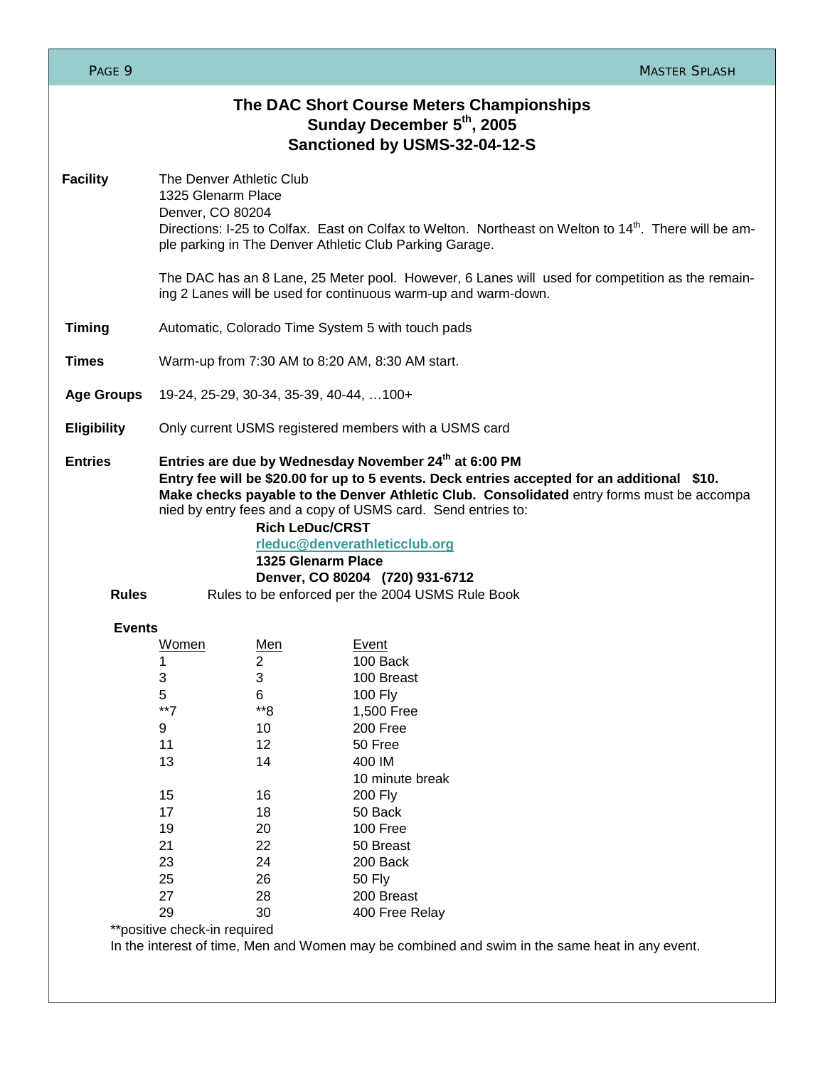# The DAC Short Course Meters Championships
## Sunday December 5th, 2005
## Sanctioned by USMS-32-04-12-S

**Facility**

The Denver Athletic Club
1325 Glenarm Place
Denver, CO 80204
Directions: I-25 to Colfax. East on Colfax to Welton. Northeast on Welton to 14th. There will be ample parking in The Denver Athletic Club Parking Garage.

The DAC has an 8 Lane, 25 Meter pool. However, 6 Lanes will used for competition as the remaining 2 Lanes will be used for continuous warm-up and warm-down.

**Timing**

Automatic, Colorado Time System 5 with touch pads

**Times**

Warm-up from 7:30 AM to 8:20 AM, 8:30 AM start.

**Age Groups**

19-24, 25-29, 30-34, 35-39, 40-44, …100+

**Eligibility**

Only current USMS registered members with a USMS card

**Entries**

**Entries are due by Wednesday November 24th at 6:00 PM**
**Entry fee will be $20.00 for up to 5 events. Deck entries accepted for an additional $10.**
**Make checks payable to the Denver Athletic Club. Consolidated** entry forms must be accompanied by entry fees and a copy of USMS card. Send entries to:

**Rich LeDuc/CRST**
**rleduc@denverathleticclub.org**
**1325 Glenarm Place**
**Denver, CO 80204 (720) 931-6712**

**Rules**

Rules to be enforced per the 2004 USMS Rule Book

**Events**

| Women | Men | Event |
|---|---|---|
| 1 | 2 | 100 Back |
| 3 | 3 | 100 Breast |
| 5 | 6 | 100 Fly |
| **7 | **8 | 1,500 Free |
| 9 | 10 | 200 Free |
| 11 | 12 | 50 Free |
| 13 | 14 | 400 IM |
| | | 10 minute break |
| 15 | 16 | 200 Fly |
| 17 | 18 | 50 Back |
| 19 | 20 | 100 Free |
| 21 | 22 | 50 Breast |
| 23 | 24 | 200 Back |
| 25 | 26 | 50 Fly |
| 27 | 28 | 200 Breast |
| 29 | 30 | 400 Free Relay |

**positive check-in required

In the interest of time, Men and Women may be combined and swim in the same heat in any event.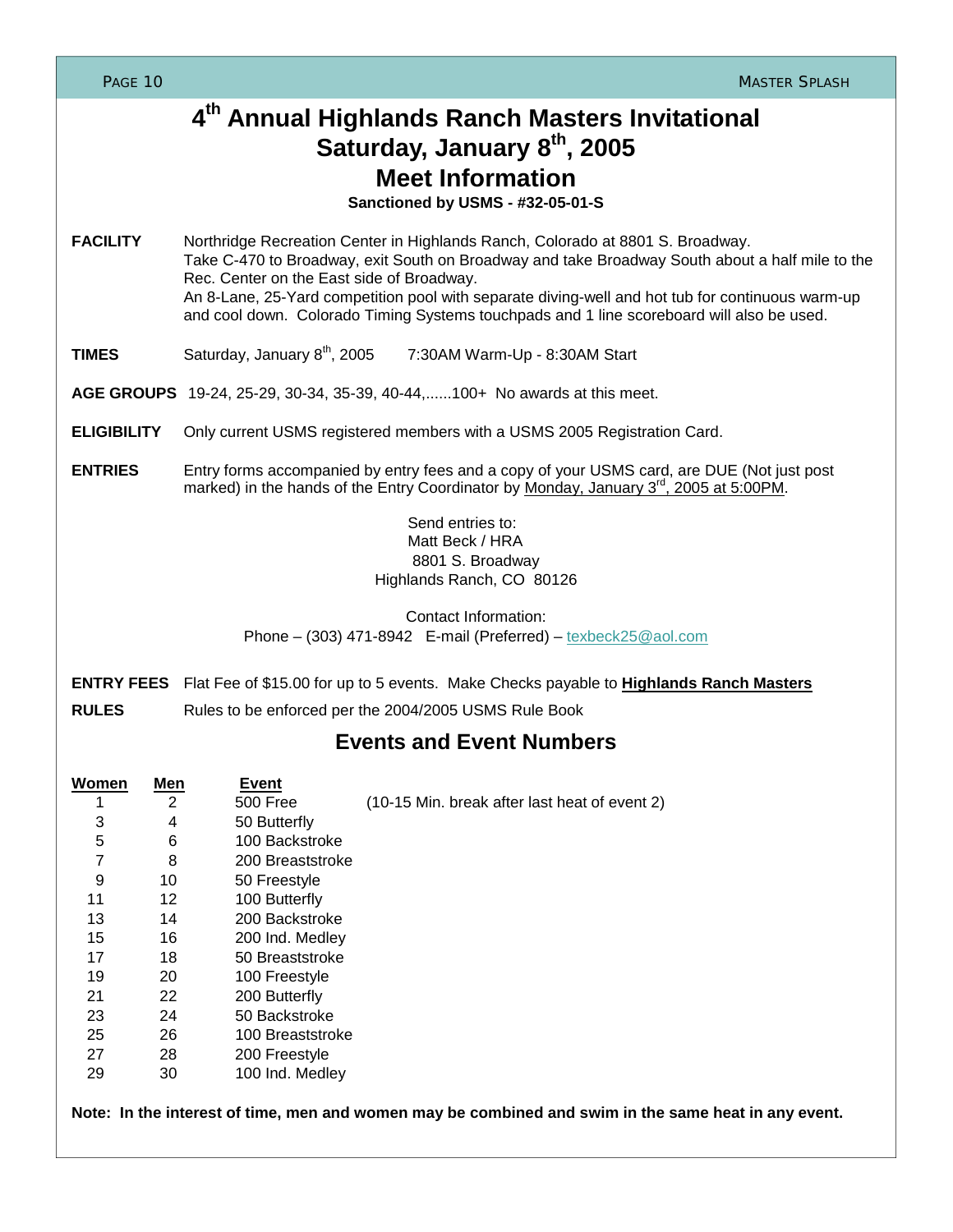# 4th Annual Highlands Ranch Masters Invitational
# Saturday, January 8th, 2005
# Meet Information

**Sanctioned by USMS - #32-05-01-S**

**FACILITY** Northridge Recreation Center in Highlands Ranch, Colorado at 8801 S. Broadway. Take C-470 to Broadway, exit South on Broadway and take Broadway South about a half mile to the Rec. Center on the East side of Broadway.
An 8-Lane, 25-Yard competition pool with separate diving-well and hot tub for continuous warm-up and cool down. Colorado Timing Systems touchpads and 1 line scoreboard will also be used.

**TIMES** Saturday, January 8th, 2005 7:30AM Warm-Up - 8:30AM Start

**AGE GROUPS** 19-24, 25-29, 30-34, 35-39, 40-44,......100+ No awards at this meet.

**ELIGIBILITY** Only current USMS registered members with a USMS 2005 Registration Card.

**ENTRIES** Entry forms accompanied by entry fees and a copy of your USMS card, are DUE (Not just post marked) in the hands of the Entry Coordinator by Monday, January 3rd, 2005 at 5:00PM.

Send entries to:
Matt Beck / HRA
8801 S. Broadway
Highlands Ranch, CO 80126

Contact Information:
Phone – (303) 471-8942 E-mail (Preferred) – texbeck25@aol.com

**ENTRY FEES** Flat Fee of $15.00 for up to 5 events. Make Checks payable to **Highlands Ranch Masters**

**RULES** Rules to be enforced per the 2004/2005 USMS Rule Book

## Events and Event Numbers

| Women | Men | Event | |
|---|---|---|---|
| 1 | 2 | 500 Free | (10-15 Min. break after last heat of event 2) |
| 3 | 4 | 50 Butterfly | |
| 5 | 6 | 100 Backstroke | |
| 7 | 8 | 200 Breaststroke | |
| 9 | 10 | 50 Freestyle | |
| 11 | 12 | 100 Butterfly | |
| 13 | 14 | 200 Backstroke | |
| 15 | 16 | 200 Ind. Medley | |
| 17 | 18 | 50 Breaststroke | |
| 19 | 20 | 100 Freestyle | |
| 21 | 22 | 200 Butterfly | |
| 23 | 24 | 50 Backstroke | |
| 25 | 26 | 100 Breaststroke | |
| 27 | 28 | 200 Freestyle | |
| 29 | 30 | 100 Ind. Medley | |

**Note: In the interest of time, men and women may be combined and swim in the same heat in any event.**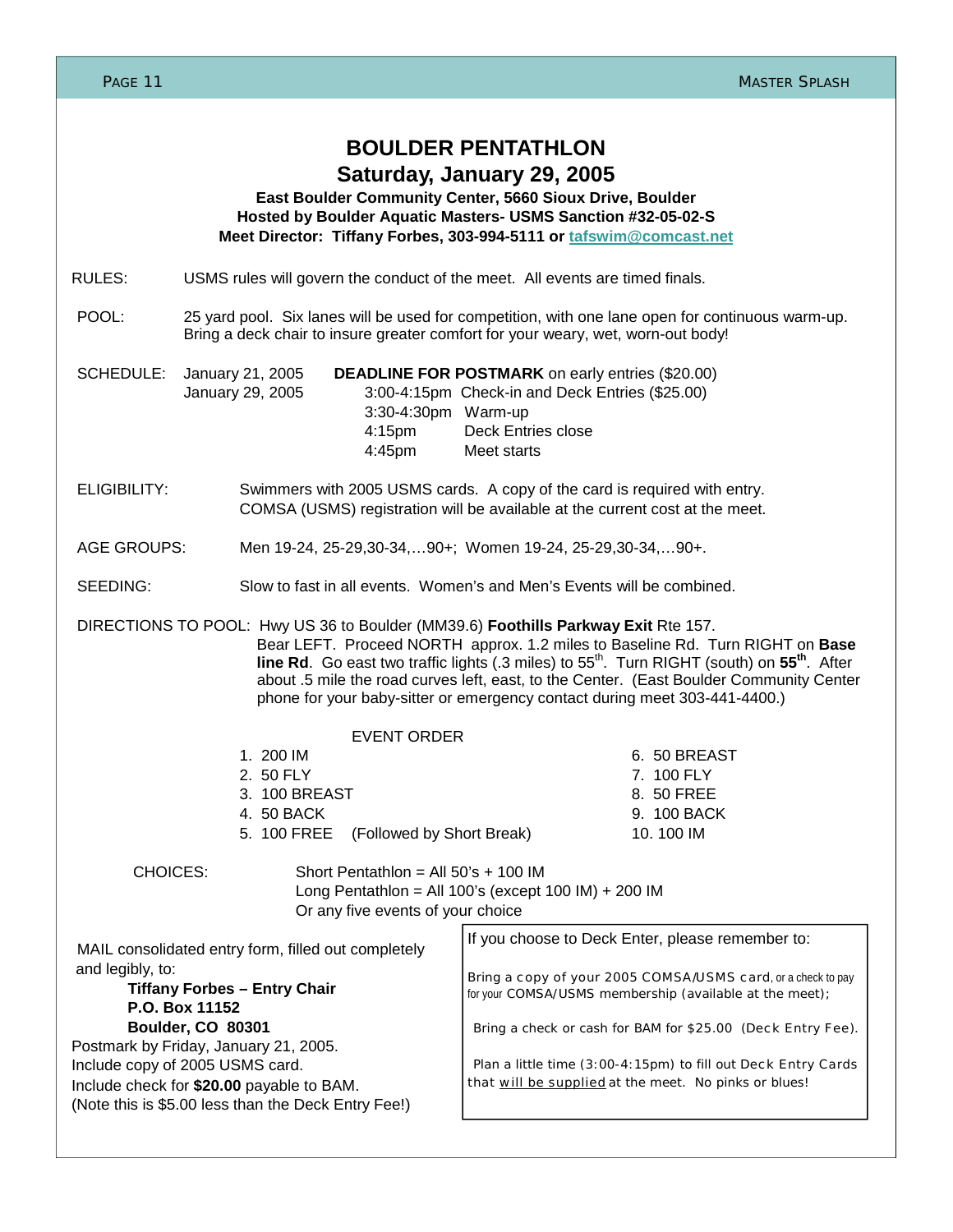# BOULDER PENTATHLON

## Saturday, January 29, 2005

**East Boulder Community Center, 5660 Sioux Drive, Boulder**
**Hosted by Boulder Aquatic Masters- USMS Sanction #32-05-02-S**
**Meet Director: Tiffany Forbes, 303-994-5111 or tafswim@comcast.net**

RULES: USMS rules will govern the conduct of the meet. All events are timed finals.

POOL: 25 yard pool. Six lanes will be used for competition, with one lane open for continuous warm-up. Bring a deck chair to insure greater comfort for your weary, wet, worn-out body!

SCHEDULE:

| | | |
|---|---|---|
| January 21, 2005 | **DEADLINE FOR POSTMARK** on early entries ($20.00) | |
| January 29, 2005 | 3:00-4:15pm | Check-in and Deck Entries ($25.00) |
| | 3:30-4:30pm | Warm-up |
| | 4:15pm | Deck Entries close |
| | 4:45pm | Meet starts |

ELIGIBILITY: Swimmers with 2005 USMS cards. A copy of the card is required with entry. COMSA (USMS) registration will be available at the current cost at the meet.

AGE GROUPS: Men 19-24, 25-29,30-34,…90+; Women 19-24, 25-29,30-34,…90+.

SEEDING: Slow to fast in all events. Women's and Men's Events will be combined.

DIRECTIONS TO POOL: Hwy US 36 to Boulder (MM39.6) **Foothills Parkway Exit** Rte 157. Bear LEFT. Proceed NORTH approx. 1.2 miles to Baseline Rd. Turn RIGHT on **Base line Rd**. Go east two traffic lights (.3 miles) to 55th. Turn RIGHT (south) on **55th**. After about .5 mile the road curves left, east, to the Center. (East Boulder Community Center phone for your baby-sitter or emergency contact during meet 303-441-4400.)

EVENT ORDER

1. 200 IM
2. 50 FLY
3. 100 BREAST
4. 50 BACK
5. 100 FREE (Followed by Short Break)
6. 50 BREAST
7. 100 FLY
8. 50 FREE
9. 100 BACK
10. 100 IM

CHOICES: Short Pentathlon = All 50's + 100 IM
Long Pentathlon = All 100's (except 100 IM) + 200 IM
Or any five events of your choice

MAIL consolidated entry form, filled out completely and legibly, to:

**Tiffany Forbes – Entry Chair**
**P.O. Box 11152**
**Boulder, CO 80301**

Postmark by Friday, January 21, 2005.
Include copy of 2005 USMS card.
Include check for **$20.00** payable to BAM.
(Note this is $5.00 less than the Deck Entry Fee!)

If you choose to Deck Enter, please remember to:

Bring a copy of your 2005 COMSA/USMS card, or a check to pay for your COMSA/USMS membership (available at the meet);

Bring a check or cash for BAM for $25.00 (Deck Entry Fee).

Plan a little time (3:00-4:15pm) to fill out Deck Entry Cards that will be supplied at the meet. No pinks or blues!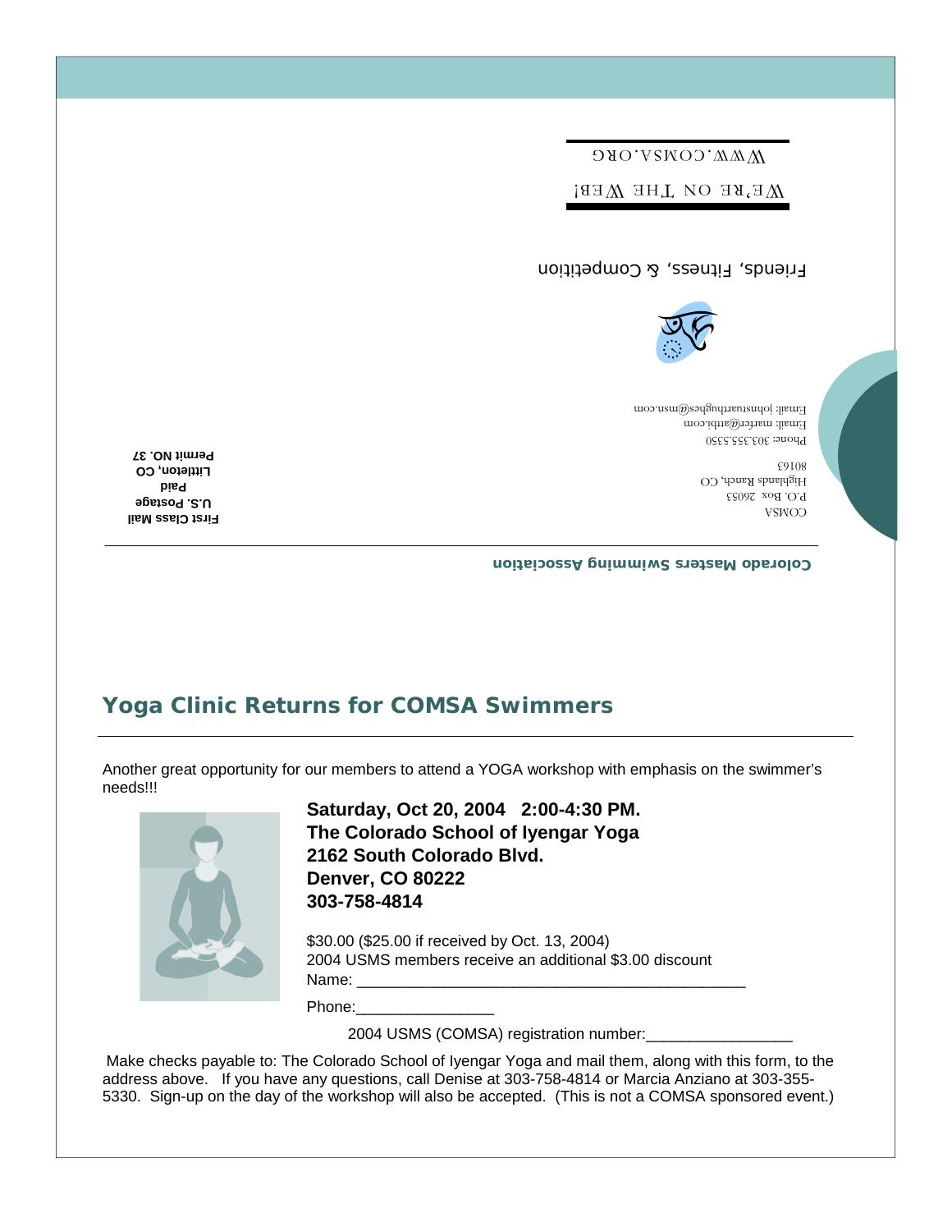WWW.COMSA.ORG

WE'RE ON THE WEB!

Friends, Fitness, & Competition

COMSA
P.O. Box 26053
Highlands Ranch, CO
80163

Phone: 303.555.5330
Email: marfer@attbi.com
Email: johnstuarthughes@msn.com

**First Class Mail**
**U.S. Postage**
**Paid**
**Littleton, CO**
**Permit NO. 37**

**Colorado Masters Swimming Association**

## Yoga Clinic Returns for COMSA Swimmers

Another great opportunity for our members to attend a YOGA workshop with emphasis on the swimmer's needs!!!

**Saturday, Oct 20, 2004 2:00-4:30 PM.**
**The Colorado School of Iyengar Yoga**
**2162 South Colorado Blvd.**
**Denver, CO 80222**
**303-758-4814**

$30.00 ($25.00 if received by Oct. 13, 2004)
2004 USMS members receive an additional $3.00 discount

Name: ______________________________________________

Phone:________________

2004 USMS (COMSA) registration number:_________________

Make checks payable to: The Colorado School of Iyengar Yoga and mail them, along with this form, to the address above. If you have any questions, call Denise at 303-758-4814 or Marcia Anziano at 303-355-5330. Sign-up on the day of the workshop will also be accepted. (This is not a COMSA sponsored event.)